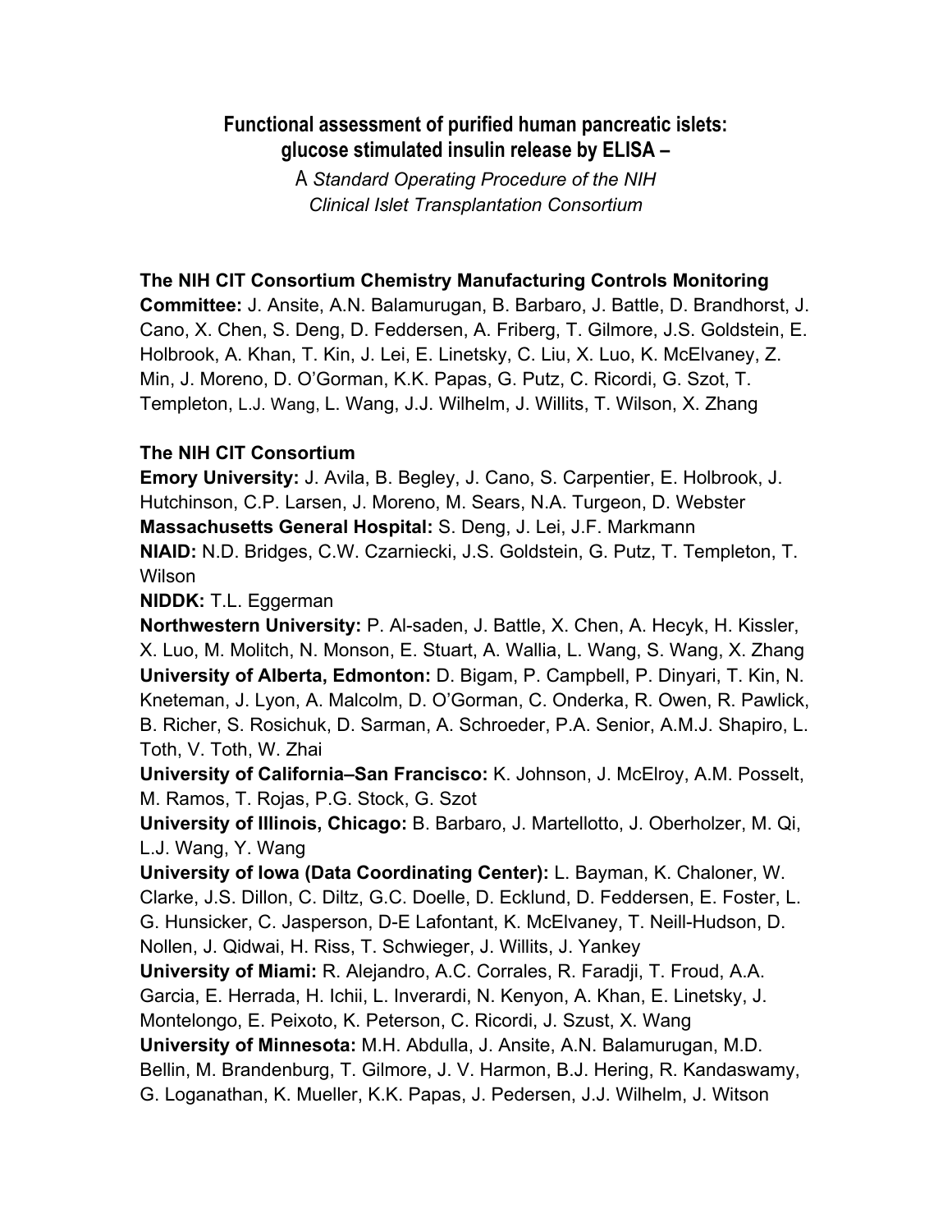# Functional assessment of purified human pancreatic islets: glucose stimulated insulin release by ELISA –

A *Standard Operating Procedure of the NIH Clinical Islet Transplantation Consortium*

**The NIH CIT Consortium Chemistry Manufacturing Controls Monitoring Committee:** J. Ansite, A.N. Balamurugan, B. Barbaro, J. Battle, D. Brandhorst, J. Cano, X. Chen, S. Deng, D. Feddersen, A. Friberg, T. Gilmore, J.S. Goldstein, E. Holbrook, A. Khan, T. Kin, J. Lei, E. Linetsky, C. Liu, X. Luo, K. McElvaney, Z. Min, J. Moreno, D. O'Gorman, K.K. Papas, G. Putz, C. Ricordi, G. Szot, T. Templeton, L.J. Wang, L. Wang, J.J. Wilhelm, J. Willits, T. Wilson, X. Zhang

**The NIH CIT Consortium**

**Emory University:** J. Avila, B. Begley, J. Cano, S. Carpentier, E. Holbrook, J. Hutchinson, C.P. Larsen, J. Moreno, M. Sears, N.A. Turgeon, D. Webster

**Massachusetts General Hospital:** S. Deng, J. Lei, J.F. Markmann

**NIAID:** N.D. Bridges, C.W. Czarniecki, J.S. Goldstein, G. Putz, T. Templeton, T. Wilson

**NIDDK:** T.L. Eggerman

**Northwestern University:** P. Al-saden, J. Battle, X. Chen, A. Hecyk, H. Kissler, X. Luo, M. Molitch, N. Monson, E. Stuart, A. Wallia, L. Wang, S. Wang, X. Zhang

**University of Alberta, Edmonton:** D. Bigam, P. Campbell, P. Dinyari, T. Kin, N. Kneteman, J. Lyon, A. Malcolm, D. O'Gorman, C. Onderka, R. Owen, R. Pawlick, B. Richer, S. Rosichuk, D. Sarman, A. Schroeder, P.A. Senior, A.M.J. Shapiro, L. Toth, V. Toth, W. Zhai

**University of California–San Francisco:** K. Johnson, J. McElroy, A.M. Posselt, M. Ramos, T. Rojas, P.G. Stock, G. Szot

**University of Illinois, Chicago:** B. Barbaro, J. Martellotto, J. Oberholzer, M. Qi, L.J. Wang, Y. Wang

**University of Iowa (Data Coordinating Center):** L. Bayman, K. Chaloner, W. Clarke, J.S. Dillon, C. Diltz, G.C. Doelle, D. Ecklund, D. Feddersen, E. Foster, L. G. Hunsicker, C. Jasperson, D-E Lafontant, K. McElvaney, T. Neill-Hudson, D. Nollen, J. Qidwai, H. Riss, T. Schwieger, J. Willits, J. Yankey

**University of Miami:** R. Alejandro, A.C. Corrales, R. Faradji, T. Froud, A.A. Garcia, E. Herrada, H. Ichii, L. Inverardi, N. Kenyon, A. Khan, E. Linetsky, J. Montelongo, E. Peixoto, K. Peterson, C. Ricordi, J. Szust, X. Wang

**University of Minnesota:** M.H. Abdulla, J. Ansite, A.N. Balamurugan, M.D. Bellin, M. Brandenburg, T. Gilmore, J. V. Harmon, B.J. Hering, R. Kandaswamy, G. Loganathan, K. Mueller, K.K. Papas, J. Pedersen, J.J. Wilhelm, J. Witson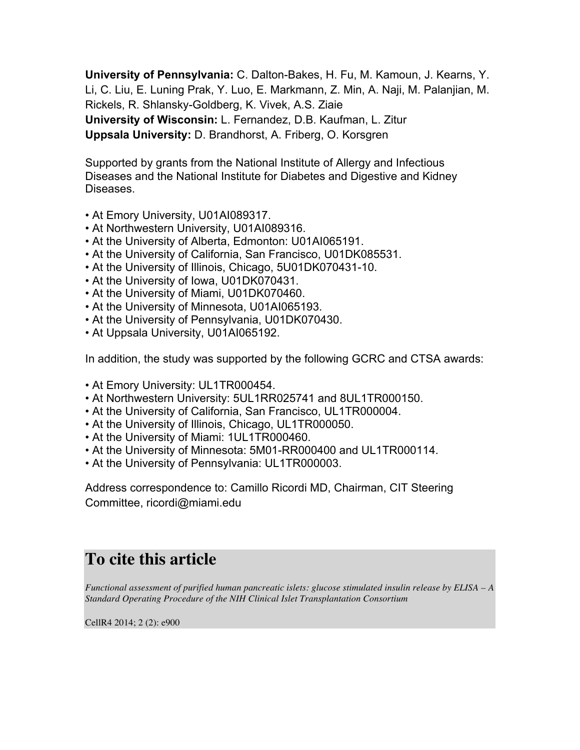**University of Pennsylvania:** C. Dalton-Bakes, H. Fu, M. Kamoun, J. Kearns, Y. Li, C. Liu, E. Luning Prak, Y. Luo, E. Markmann, Z. Min, A. Naji, M. Palanjian, M. Rickels, R. Shlansky-Goldberg, K. Vivek, A.S. Ziaie
**University of Wisconsin:** L. Fernandez, D.B. Kaufman, L. Zitur
**Uppsala University:** D. Brandhorst, A. Friberg, O. Korsgren

Supported by grants from the National Institute of Allergy and Infectious Diseases and the National Institute for Diabetes and Digestive and Kidney Diseases.

- At Emory University, U01AI089317.
- At Northwestern University, U01AI089316.
- At the University of Alberta, Edmonton: U01AI065191.
- At the University of California, San Francisco, U01DK085531.
- At the University of Illinois, Chicago, 5U01DK070431-10.
- At the University of Iowa, U01DK070431.
- At the University of Miami, U01DK070460.
- At the University of Minnesota, U01AI065193.
- At the University of Pennsylvania, U01DK070430.
- At Uppsala University, U01AI065192.

In addition, the study was supported by the following GCRC and CTSA awards:

- At Emory University: UL1TR000454.
- At Northwestern University: 5UL1RR025741 and 8UL1TR000150.
- At the University of California, San Francisco, UL1TR000004.
- At the University of Illinois, Chicago, UL1TR000050.
- At the University of Miami: 1UL1TR000460.
- At the University of Minnesota: 5M01-RR000400 and UL1TR000114.
- At the University of Pennsylvania: UL1TR000003.

Address correspondence to: Camillo Ricordi MD, Chairman, CIT Steering Committee, ricordi@miami.edu

# To cite this article

*Functional assessment of purified human pancreatic islets: glucose stimulated insulin release by ELISA – A Standard Operating Procedure of the NIH Clinical Islet Transplantation Consortium*

CellR4 2014; 2 (2): e900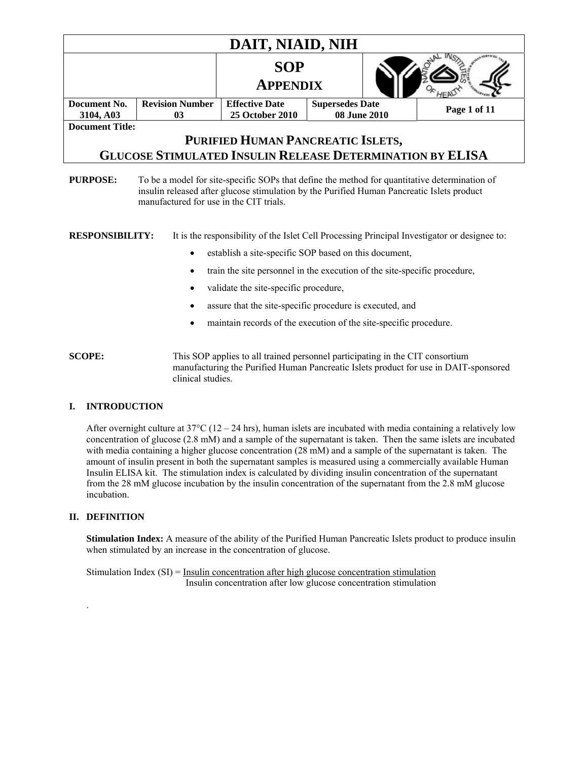# DAIT, NIAID, NIH

## SOP APPENDIX

| Document No. | Revision Number | Effective Date | Supersedes Date |
|---|---|---|---|
| 3104, A03 | 03 | 25 October 2010 | 08 June 2010 |

**Document Title:**

## PURIFIED HUMAN PANCREATIC ISLETS, GLUCOSE STIMULATED INSULIN RELEASE DETERMINATION BY ELISA

**PURPOSE:** To be a model for site-specific SOPs that define the method for quantitative determination of insulin released after glucose stimulation by the Purified Human Pancreatic Islets product manufactured for use in the CIT trials.

**RESPONSIBILITY:** It is the responsibility of the Islet Cell Processing Principal Investigator or designee to:

- establish a site-specific SOP based on this document,
- train the site personnel in the execution of the site-specific procedure,
- validate the site-specific procedure,
- assure that the site-specific procedure is executed, and
- maintain records of the execution of the site-specific procedure.

**SCOPE:** This SOP applies to all trained personnel participating in the CIT consortium manufacturing the Purified Human Pancreatic Islets product for use in DAIT-sponsored clinical studies.

### I. INTRODUCTION

After overnight culture at 37°C (12 – 24 hrs), human islets are incubated with media containing a relatively low concentration of glucose (2.8 mM) and a sample of the supernatant is taken. Then the same islets are incubated with media containing a higher glucose concentration (28 mM) and a sample of the supernatant is taken. The amount of insulin present in both the supernatant samples is measured using a commercially available Human Insulin ELISA kit. The stimulation index is calculated by dividing insulin concentration of the supernatant from the 28 mM glucose incubation by the insulin concentration of the supernatant from the 2.8 mM glucose incubation.

### II. DEFINITION

**Stimulation Index:** A measure of the ability of the Purified Human Pancreatic Islets product to produce insulin when stimulated by an increase in the concentration of glucose.

$$\text{Stimulation Index (SI)} = \frac{\text{Insulin concentration after high glucose concentration stimulation}}{\text{Insulin concentration after low glucose concentration stimulation}}$$

.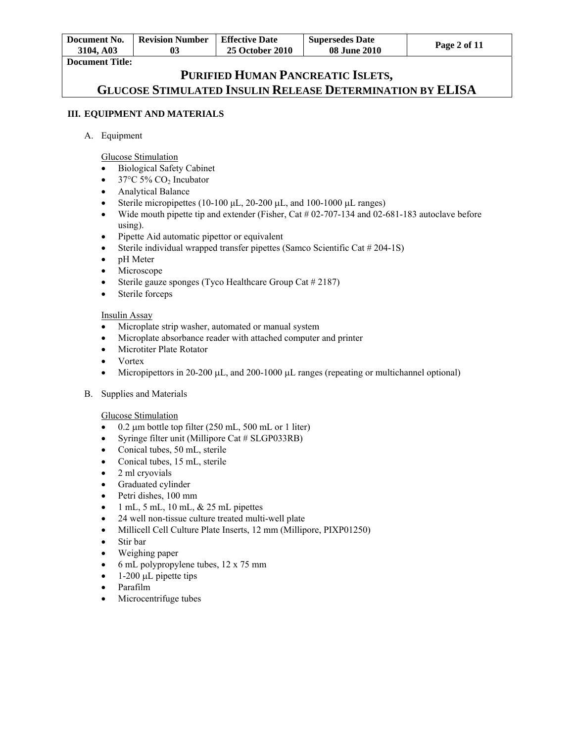## III. EQUIPMENT AND MATERIALS

A. Equipment

Glucose Stimulation

- Biological Safety Cabinet
- 37°C 5% $CO_2$ Incubator
- Analytical Balance
- Sterile micropipettes (10-100 µL, 20-200 µL, and 100-1000 µL ranges)
- Wide mouth pipette tip and extender (Fisher, Cat # 02-707-134 and 02-681-183 autoclave before using).
- Pipette Aid automatic pipettor or equivalent
- Sterile individual wrapped transfer pipettes (Samco Scientific Cat # 204-1S)
- pH Meter
- Microscope
- Sterile gauze sponges (Tyco Healthcare Group Cat # 2187)
- Sterile forceps

Insulin Assay

- Microplate strip washer, automated or manual system
- Microplate absorbance reader with attached computer and printer
- Microtiter Plate Rotator
- Vortex
- Micropipettors in 20-200 µL, and 200-1000 µL ranges (repeating or multichannel optional)

B. Supplies and Materials

Glucose Stimulation

- 0.2 µm bottle top filter (250 mL, 500 mL or 1 liter)
- Syringe filter unit (Millipore Cat # SLGP033RB)
- Conical tubes, 50 mL, sterile
- Conical tubes, 15 mL, sterile
- 2 ml cryovials
- Graduated cylinder
- Petri dishes, 100 mm
- 1 mL, 5 mL, 10 mL, & 25 mL pipettes
- 24 well non-tissue culture treated multi-well plate
- Millicell Cell Culture Plate Inserts, 12 mm (Millipore, PIXP01250)
- Stir bar
- Weighing paper
- 6 mL polypropylene tubes, 12 x 75 mm
- 1-200 µL pipette tips
- Parafilm
- Microcentrifuge tubes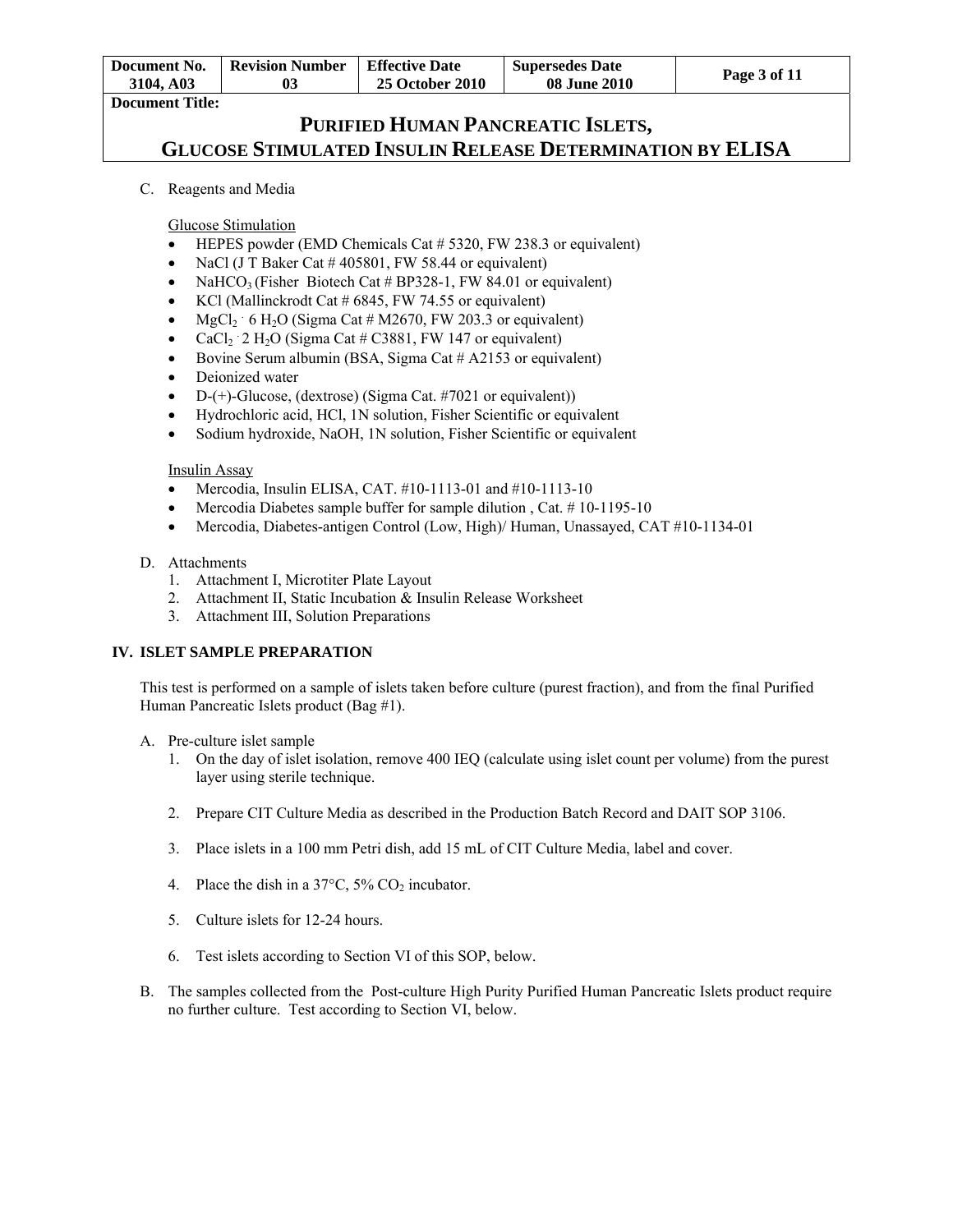C. Reagents and Media

Glucose Stimulation

- HEPES powder (EMD Chemicals Cat # 5320, FW 238.3 or equivalent)
- NaCl (J T Baker Cat # 405801, FW 58.44 or equivalent)
- $NaHCO_3$ (Fisher Biotech Cat # BP328-1, FW 84.01 or equivalent)
- KCl (Mallinckrodt Cat # 6845, FW 74.55 or equivalent)
- $MgCl_2 \cdot 6 H_2O$ (Sigma Cat # M2670, FW 203.3 or equivalent)
- $CaCl_2 \cdot 2 H_2O$ (Sigma Cat # C3881, FW 147 or equivalent)
- Bovine Serum albumin (BSA, Sigma Cat # A2153 or equivalent)
- Deionized water
- D-(+)-Glucose, (dextrose) (Sigma Cat. #7021 or equivalent))
- Hydrochloric acid, HCl, 1N solution, Fisher Scientific or equivalent
- Sodium hydroxide, NaOH, 1N solution, Fisher Scientific or equivalent

Insulin Assay

- Mercodia, Insulin ELISA, CAT. #10-1113-01 and #10-1113-10
- Mercodia Diabetes sample buffer for sample dilution , Cat. # 10-1195-10
- Mercodia, Diabetes-antigen Control (Low, High)/ Human, Unassayed, CAT #10-1134-01

D. Attachments

1. Attachment I, Microtiter Plate Layout
2. Attachment II, Static Incubation & Insulin Release Worksheet
3. Attachment III, Solution Preparations

## IV. ISLET SAMPLE PREPARATION

This test is performed on a sample of islets taken before culture (purest fraction), and from the final Purified Human Pancreatic Islets product (Bag #1).

A. Pre-culture islet sample

1. On the day of islet isolation, remove 400 IEQ (calculate using islet count per volume) from the purest layer using sterile technique.
2. Prepare CIT Culture Media as described in the Production Batch Record and DAIT SOP 3106.
3. Place islets in a 100 mm Petri dish, add 15 mL of CIT Culture Media, label and cover.
4. Place the dish in a 37°C, 5% $CO_2$ incubator.
5. Culture islets for 12-24 hours.
6. Test islets according to Section VI of this SOP, below.

B. The samples collected from the Post-culture High Purity Purified Human Pancreatic Islets product require no further culture. Test according to Section VI, below.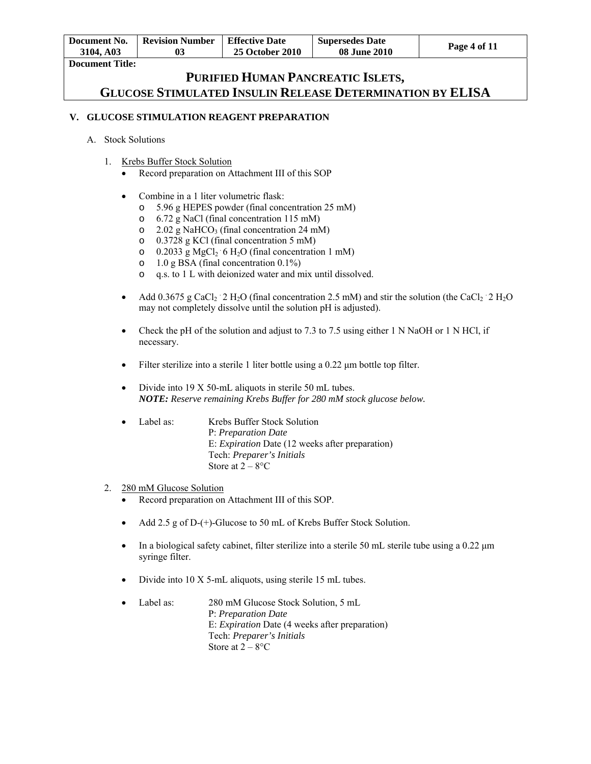## V. GLUCOSE STIMULATION REAGENT PREPARATION

A. Stock Solutions

1. Krebs Buffer Stock Solution
   - Record preparation on Attachment III of this SOP
   - Combine in a 1 liter volumetric flask:
     - 5.96 g HEPES powder (final concentration 25 mM)
     - 6.72 g NaCl (final concentration 115 mM)
     - 2.02 g $NaHCO_3$ (final concentration 24 mM)
     - 0.3728 g KCl (final concentration 5 mM)
     - 0.2033 g $MgCl_2 \cdot 6\,H_2O$ (final concentration 1 mM)
     - 1.0 g BSA (final concentration 0.1%)
     - q.s. to 1 L with deionized water and mix until dissolved.
   - Add 0.3675 g $CaCl_2 \cdot 2\,H_2O$ (final concentration 2.5 mM) and stir the solution (the $CaCl_2 \cdot 2\,H_2O$ may not completely dissolve until the solution pH is adjusted).
   - Check the pH of the solution and adjust to 7.3 to 7.5 using either 1 N NaOH or 1 N HCl, if necessary.
   - Filter sterilize into a sterile 1 liter bottle using a 0.22 μm bottle top filter.
   - Divide into 19 X 50-mL aliquots in sterile 50 mL tubes.
     ***NOTE:** Reserve remaining Krebs Buffer for 280 mM stock glucose below.*
   - Label as: Krebs Buffer Stock Solution
     P: *Preparation Date*
     E: *Expiration* Date (12 weeks after preparation)
     Tech: *Preparer's Initials*
     Store at 2 – 8°C

2. 280 mM Glucose Solution
   - Record preparation on Attachment III of this SOP.
   - Add 2.5 g of D-(+)-Glucose to 50 mL of Krebs Buffer Stock Solution.
   - In a biological safety cabinet, filter sterilize into a sterile 50 mL sterile tube using a 0.22 μm syringe filter.
   - Divide into 10 X 5-mL aliquots, using sterile 15 mL tubes.
   - Label as: 280 mM Glucose Stock Solution, 5 mL
     P: *Preparation Date*
     E: *Expiration* Date (4 weeks after preparation)
     Tech: *Preparer's Initials*
     Store at 2 – 8°C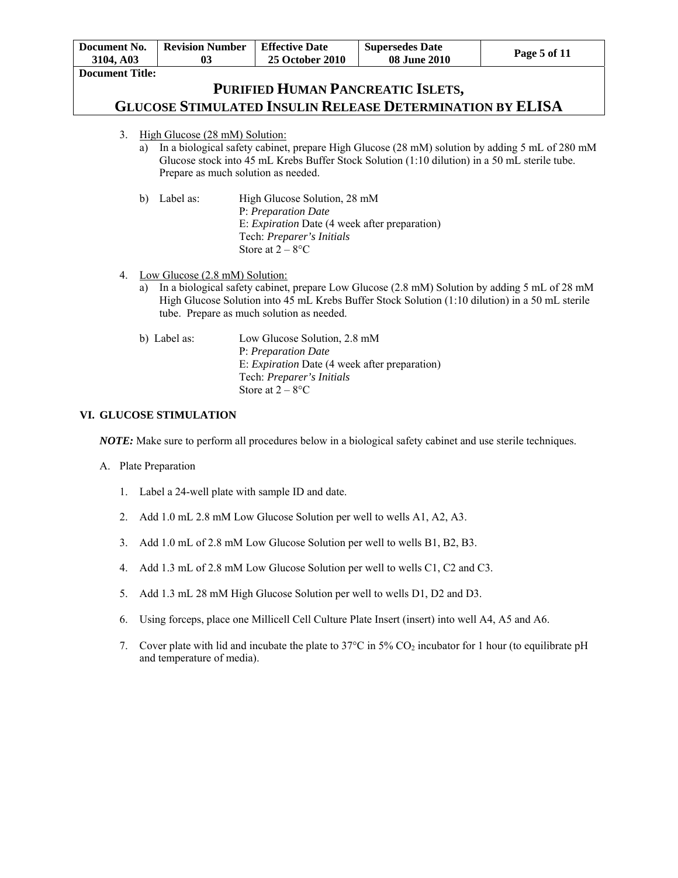3. High Glucose (28 mM) Solution:
   a) In a biological safety cabinet, prepare High Glucose (28 mM) solution by adding 5 mL of 280 mM Glucose stock into 45 mL Krebs Buffer Stock Solution (1:10 dilution) in a 50 mL sterile tube. Prepare as much solution as needed.

   b) Label as: High Glucose Solution, 28 mM
      P: *Preparation Date*
      E: *Expiration* Date (4 week after preparation)
      Tech: *Preparer's Initials*
      Store at 2 – 8°C

4. Low Glucose (2.8 mM) Solution:
   a) In a biological safety cabinet, prepare Low Glucose (2.8 mM) Solution by adding 5 mL of 28 mM High Glucose Solution into 45 mL Krebs Buffer Stock Solution (1:10 dilution) in a 50 mL sterile tube. Prepare as much solution as needed.

   b) Label as: Low Glucose Solution, 2.8 mM
      P: *Preparation Date*
      E: *Expiration* Date (4 week after preparation)
      Tech: *Preparer's Initials*
      Store at 2 – 8°C

## VI. GLUCOSE STIMULATION

***NOTE:*** Make sure to perform all procedures below in a biological safety cabinet and use sterile techniques.

A. Plate Preparation

1. Label a 24-well plate with sample ID and date.
2. Add 1.0 mL 2.8 mM Low Glucose Solution per well to wells A1, A2, A3.
3. Add 1.0 mL of 2.8 mM Low Glucose Solution per well to wells B1, B2, B3.
4. Add 1.3 mL of 2.8 mM Low Glucose Solution per well to wells C1, C2 and C3.
5. Add 1.3 mL 28 mM High Glucose Solution per well to wells D1, D2 and D3.
6. Using forceps, place one Millicell Cell Culture Plate Insert (insert) into well A4, A5 and A6.
7. Cover plate with lid and incubate the plate to 37°C in 5% $CO_2$ incubator for 1 hour (to equilibrate pH and temperature of media).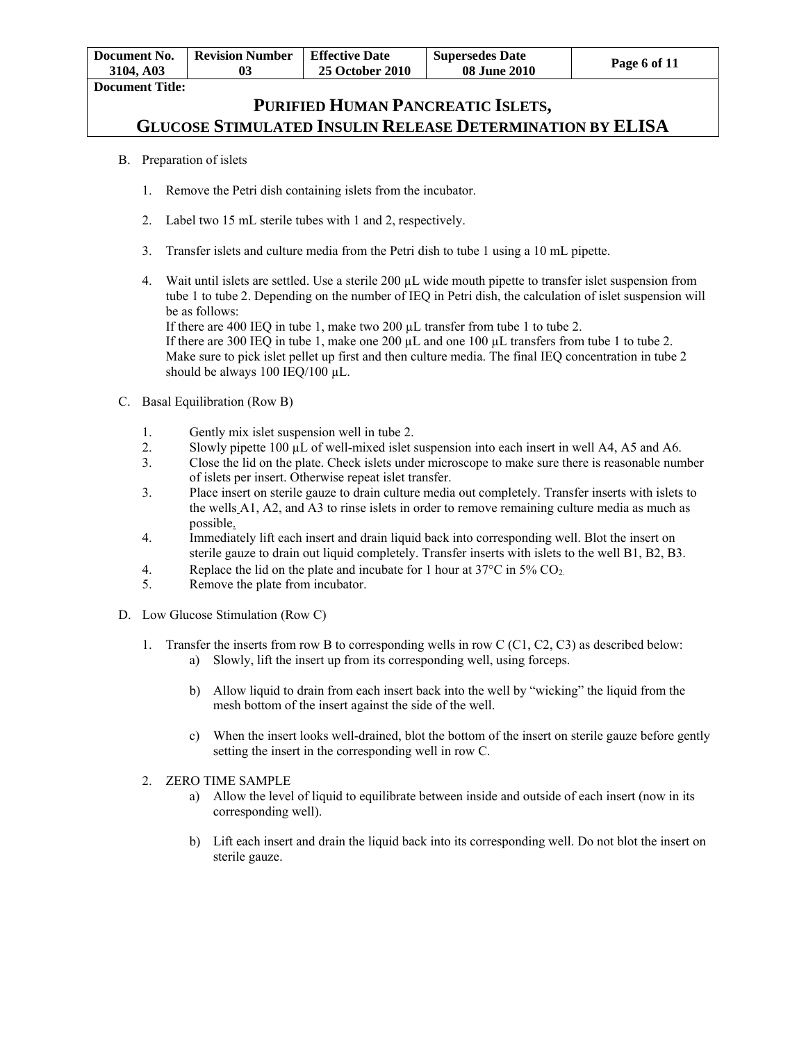B. Preparation of islets

1. Remove the Petri dish containing islets from the incubator.

2. Label two 15 mL sterile tubes with 1 and 2, respectively.

3. Transfer islets and culture media from the Petri dish to tube 1 using a 10 mL pipette.

4. Wait until islets are settled. Use a sterile 200 μL wide mouth pipette to transfer islet suspension from tube 1 to tube 2. Depending on the number of IEQ in Petri dish, the calculation of islet suspension will be as follows:
   If there are 400 IEQ in tube 1, make two 200 μL transfer from tube 1 to tube 2.
   If there are 300 IEQ in tube 1, make one 200 μL and one 100 μL transfers from tube 1 to tube 2.
   Make sure to pick islet pellet up first and then culture media. The final IEQ concentration in tube 2 should be always 100 IEQ/100 μL.

C. Basal Equilibration (Row B)

1. Gently mix islet suspension well in tube 2.
2. Slowly pipette 100 μL of well-mixed islet suspension into each insert in well A4, A5 and A6.
3. Close the lid on the plate. Check islets under microscope to make sure there is reasonable number of islets per insert. Otherwise repeat islet transfer.
3. Place insert on sterile gauze to drain culture media out completely. Transfer inserts with islets to the wells A1, A2, and A3 to rinse islets in order to remove remaining culture media as much as possible.
4. Immediately lift each insert and drain liquid back into corresponding well. Blot the insert on sterile gauze to drain out liquid completely. Transfer inserts with islets to the well B1, B2, B3.
4. Replace the lid on the plate and incubate for 1 hour at 37°C in 5% $CO_2$.
5. Remove the plate from incubator.

D. Low Glucose Stimulation (Row C)

1. Transfer the inserts from row B to corresponding wells in row C (C1, C2, C3) as described below:
   a) Slowly, lift the insert up from its corresponding well, using forceps.

   b) Allow liquid to drain from each insert back into the well by "wicking" the liquid from the mesh bottom of the insert against the side of the well.

   c) When the insert looks well-drained, blot the bottom of the insert on sterile gauze before gently setting the insert in the corresponding well in row C.

2. ZERO TIME SAMPLE
   a) Allow the level of liquid to equilibrate between inside and outside of each insert (now in its corresponding well).

   b) Lift each insert and drain the liquid back into its corresponding well. Do not blot the insert on sterile gauze.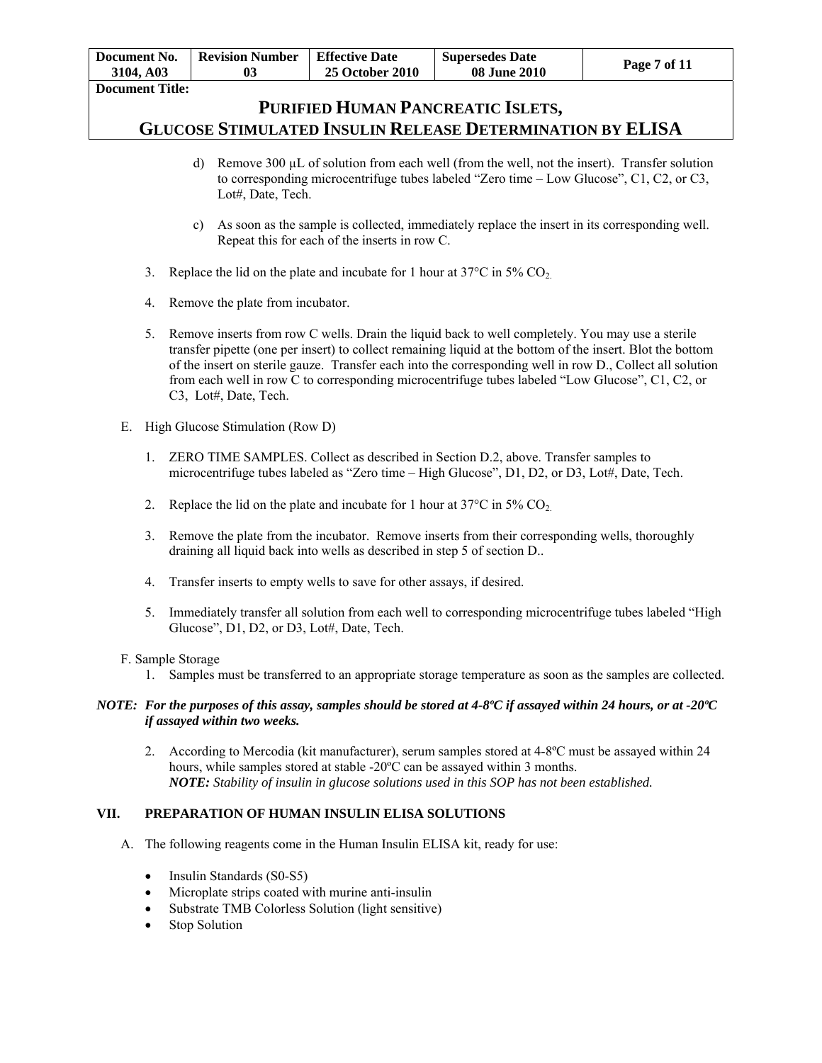d) Remove 300 µL of solution from each well (from the well, not the insert). Transfer solution to corresponding microcentrifuge tubes labeled "Zero time – Low Glucose", C1, C2, or C3, Lot#, Date, Tech.

c) As soon as the sample is collected, immediately replace the insert in its corresponding well. Repeat this for each of the inserts in row C.

3. Replace the lid on the plate and incubate for 1 hour at 37°C in 5% $CO_2$.

4. Remove the plate from incubator.

5. Remove inserts from row C wells. Drain the liquid back to well completely. You may use a sterile transfer pipette (one per insert) to collect remaining liquid at the bottom of the insert. Blot the bottom of the insert on sterile gauze. Transfer each into the corresponding well in row D., Collect all solution from each well in row C to corresponding microcentrifuge tubes labeled "Low Glucose", C1, C2, or C3, Lot#, Date, Tech.

E. High Glucose Stimulation (Row D)

1. ZERO TIME SAMPLES. Collect as described in Section D.2, above. Transfer samples to microcentrifuge tubes labeled as "Zero time – High Glucose", D1, D2, or D3, Lot#, Date, Tech.

2. Replace the lid on the plate and incubate for 1 hour at 37°C in 5% $CO_2$.

3. Remove the plate from the incubator. Remove inserts from their corresponding wells, thoroughly draining all liquid back into wells as described in step 5 of section D..

4. Transfer inserts to empty wells to save for other assays, if desired.

5. Immediately transfer all solution from each well to corresponding microcentrifuge tubes labeled "High Glucose", D1, D2, or D3, Lot#, Date, Tech.

F. Sample Storage

1. Samples must be transferred to an appropriate storage temperature as soon as the samples are collected.

***NOTE:*** ***For the purposes of this assay, samples should be stored at 4-8ºC if assayed within 24 hours, or at -20ºC if assayed within two weeks.***

2. According to Mercodia (kit manufacturer), serum samples stored at 4-8ºC must be assayed within 24 hours, while samples stored at stable -20ºC can be assayed within 3 months.
***NOTE:*** *Stability of insulin in glucose solutions used in this SOP has not been established.*

## VII. PREPARATION OF HUMAN INSULIN ELISA SOLUTIONS

A. The following reagents come in the Human Insulin ELISA kit, ready for use:

- Insulin Standards (S0-S5)
- Microplate strips coated with murine anti-insulin
- Substrate TMB Colorless Solution (light sensitive)
- Stop Solution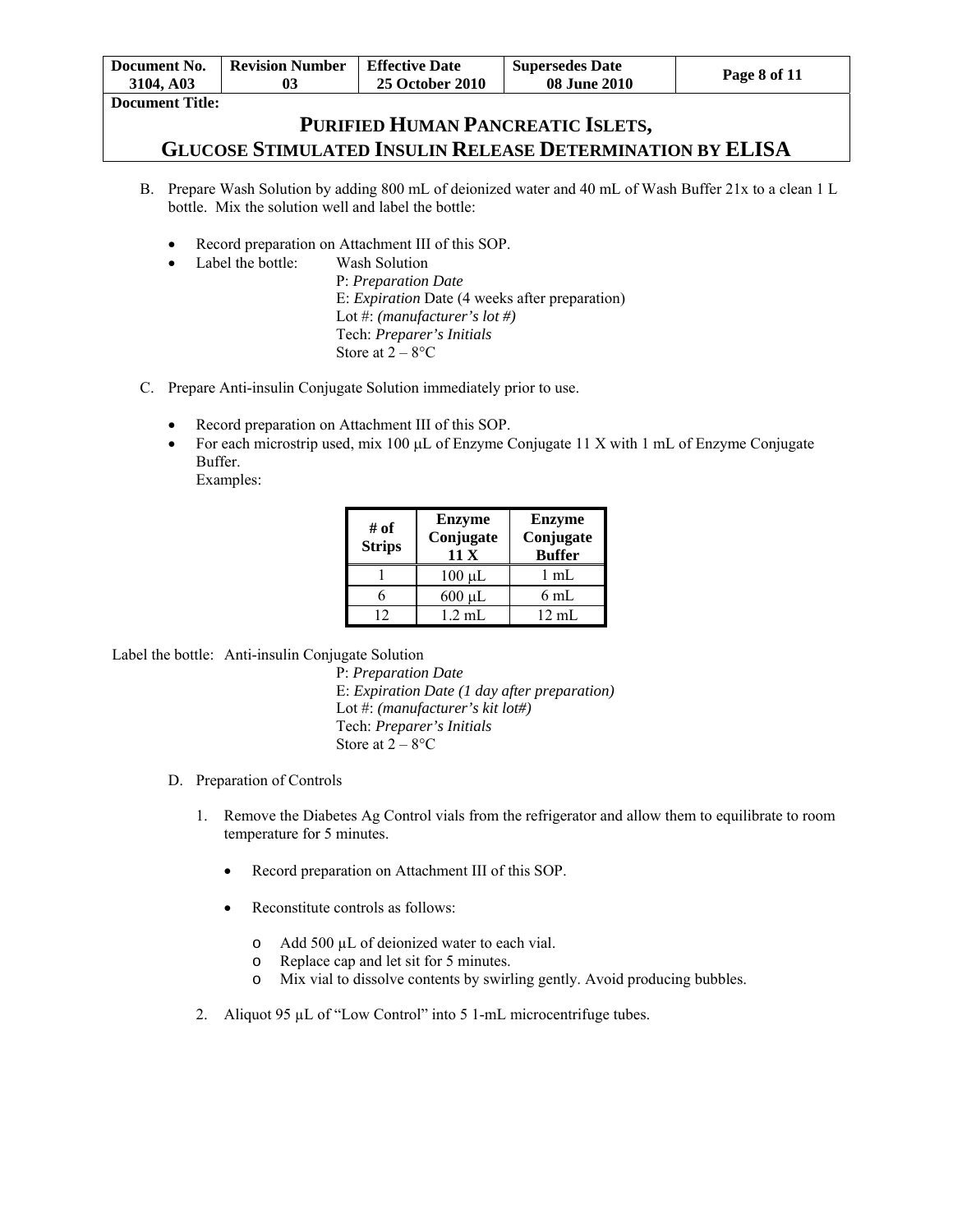B. Prepare Wash Solution by adding 800 mL of deionized water and 40 mL of Wash Buffer 21x to a clean 1 L bottle. Mix the solution well and label the bottle:

- Record preparation on Attachment III of this SOP.
- Label the bottle: Wash Solution
  P: *Preparation Date*
  E: *Expiration* Date (4 weeks after preparation)
  Lot #: *(manufacturer's lot #)*
  Tech: *Preparer's Initials*
  Store at 2 – 8°C

C. Prepare Anti-insulin Conjugate Solution immediately prior to use.

- Record preparation on Attachment III of this SOP.
- For each microstrip used, mix 100 µL of Enzyme Conjugate 11 X with 1 mL of Enzyme Conjugate Buffer.
  Examples:

| # of Strips | Enzyme Conjugate 11 X | Enzyme Conjugate Buffer |
|---|---|---|
| 1 | 100 µL | 1 mL |
| 6 | 600 µL | 6 mL |
| 12 | 1.2 mL | 12 mL |

Label the bottle: Anti-insulin Conjugate Solution
P: *Preparation Date*
E: *Expiration Date (1 day after preparation)*
Lot #: *(manufacturer's kit lot#)*
Tech: *Preparer's Initials*
Store at 2 – 8°C

D. Preparation of Controls

1. Remove the Diabetes Ag Control vials from the refrigerator and allow them to equilibrate to room temperature for 5 minutes.

   - Record preparation on Attachment III of this SOP.
   - Reconstitute controls as follows:
     - Add 500 µL of deionized water to each vial.
     - Replace cap and let sit for 5 minutes.
     - Mix vial to dissolve contents by swirling gently. Avoid producing bubbles.

2. Aliquot 95 µL of "Low Control" into 5 1-mL microcentrifuge tubes.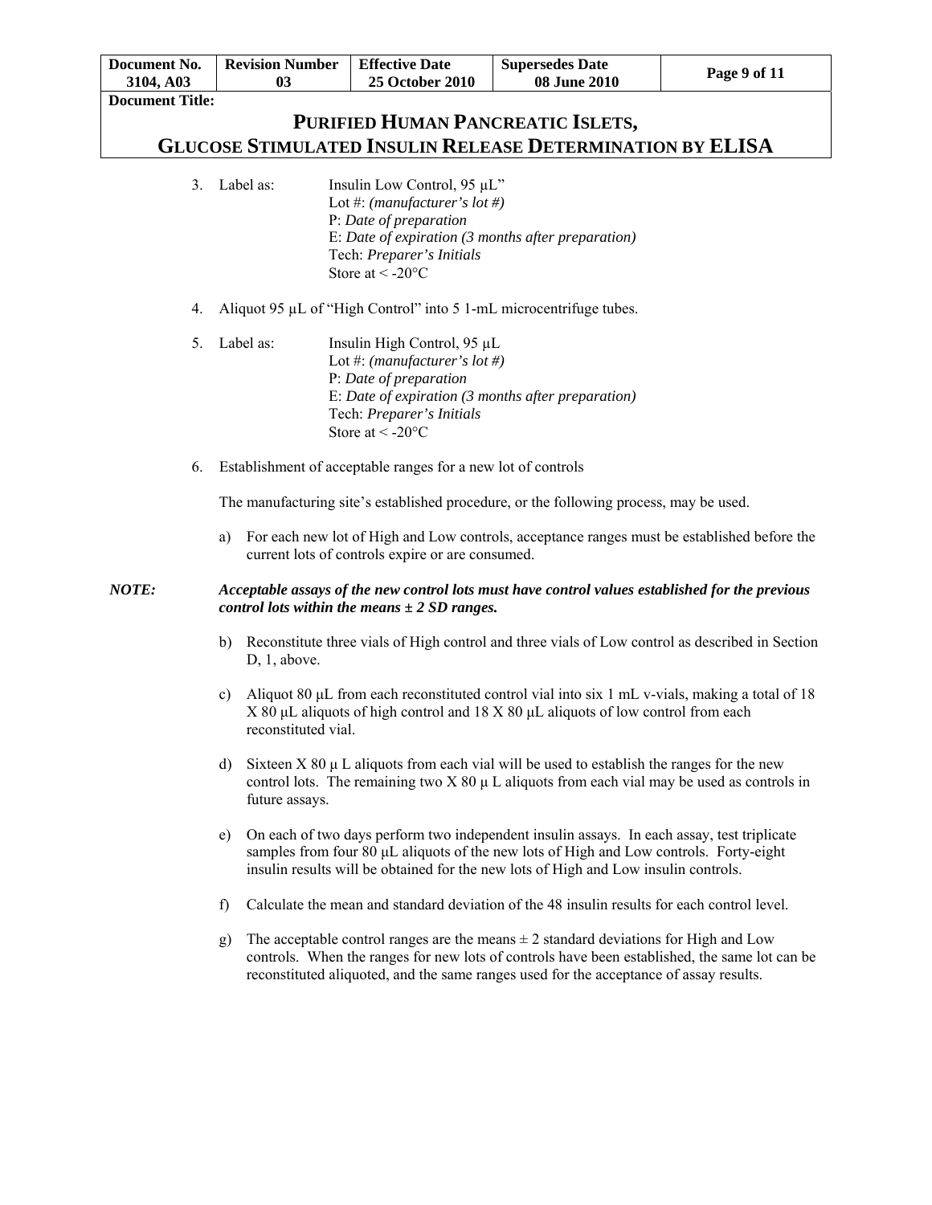3. Label as: Insulin Low Control, 95 µL"
   Lot #: *(manufacturer's lot #)*
   P: *Date of preparation*
   E: *Date of expiration (3 months after preparation)*
   Tech: *Preparer's Initials*
   Store at < -20°C

4. Aliquot 95 µL of "High Control" into 5 1-mL microcentrifuge tubes.

5. Label as: Insulin High Control, 95 µL
   Lot #: *(manufacturer's lot #)*
   P: *Date of preparation*
   E: *Date of expiration (3 months after preparation)*
   Tech: *Preparer's Initials*
   Store at < -20°C

6. Establishment of acceptable ranges for a new lot of controls

   The manufacturing site's established procedure, or the following process, may be used.

   a) For each new lot of High and Low controls, acceptance ranges must be established before the current lots of controls expire or are consumed.

***NOTE:*** ***Acceptable assays of the new control lots must have control values established for the previous control lots within the means ± 2 SD ranges.***

   b) Reconstitute three vials of High control and three vials of Low control as described in Section D, 1, above.

   c) Aliquot 80 µL from each reconstituted control vial into six 1 mL v-vials, making a total of 18 X 80 µL aliquots of high control and 18 X 80 µL aliquots of low control from each reconstituted vial.

   d) Sixteen X 80 µ L aliquots from each vial will be used to establish the ranges for the new control lots. The remaining two X 80 µ L aliquots from each vial may be used as controls in future assays.

   e) On each of two days perform two independent insulin assays. In each assay, test triplicate samples from four 80 µL aliquots of the new lots of High and Low controls. Forty-eight insulin results will be obtained for the new lots of High and Low insulin controls.

   f) Calculate the mean and standard deviation of the 48 insulin results for each control level.

   g) The acceptable control ranges are the means ± 2 standard deviations for High and Low controls. When the ranges for new lots of controls have been established, the same lot can be reconstituted aliquoted, and the same ranges used for the acceptance of assay results.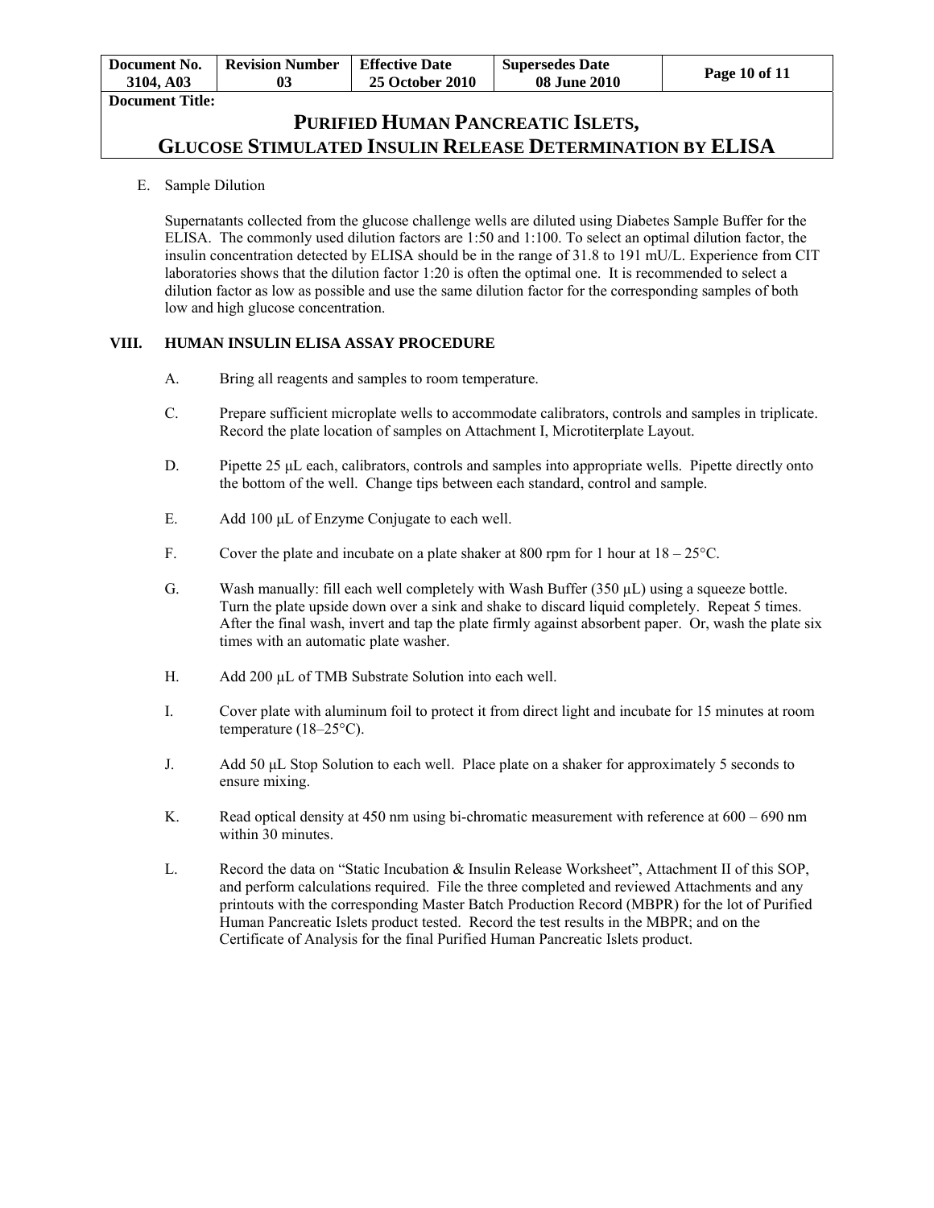E. Sample Dilution

Supernatants collected from the glucose challenge wells are diluted using Diabetes Sample Buffer for the ELISA. The commonly used dilution factors are 1:50 and 1:100. To select an optimal dilution factor, the insulin concentration detected by ELISA should be in the range of 31.8 to 191 mU/L. Experience from CIT laboratories shows that the dilution factor 1:20 is often the optimal one. It is recommended to select a dilution factor as low as possible and use the same dilution factor for the corresponding samples of both low and high glucose concentration.

## VIII. HUMAN INSULIN ELISA ASSAY PROCEDURE

A. Bring all reagents and samples to room temperature.

C. Prepare sufficient microplate wells to accommodate calibrators, controls and samples in triplicate. Record the plate location of samples on Attachment I, Microtiterplate Layout.

D. Pipette 25 µL each, calibrators, controls and samples into appropriate wells. Pipette directly onto the bottom of the well. Change tips between each standard, control and sample.

E. Add 100 µL of Enzyme Conjugate to each well.

F. Cover the plate and incubate on a plate shaker at 800 rpm for 1 hour at 18 – 25°C.

G. Wash manually: fill each well completely with Wash Buffer (350 µL) using a squeeze bottle. Turn the plate upside down over a sink and shake to discard liquid completely. Repeat 5 times. After the final wash, invert and tap the plate firmly against absorbent paper. Or, wash the plate six times with an automatic plate washer.

H. Add 200 µL of TMB Substrate Solution into each well.

I. Cover plate with aluminum foil to protect it from direct light and incubate for 15 minutes at room temperature (18–25°C).

J. Add 50 µL Stop Solution to each well. Place plate on a shaker for approximately 5 seconds to ensure mixing.

K. Read optical density at 450 nm using bi-chromatic measurement with reference at 600 – 690 nm within 30 minutes.

L. Record the data on "Static Incubation & Insulin Release Worksheet", Attachment II of this SOP, and perform calculations required. File the three completed and reviewed Attachments and any printouts with the corresponding Master Batch Production Record (MBPR) for the lot of Purified Human Pancreatic Islets product tested. Record the test results in the MBPR; and on the Certificate of Analysis for the final Purified Human Pancreatic Islets product.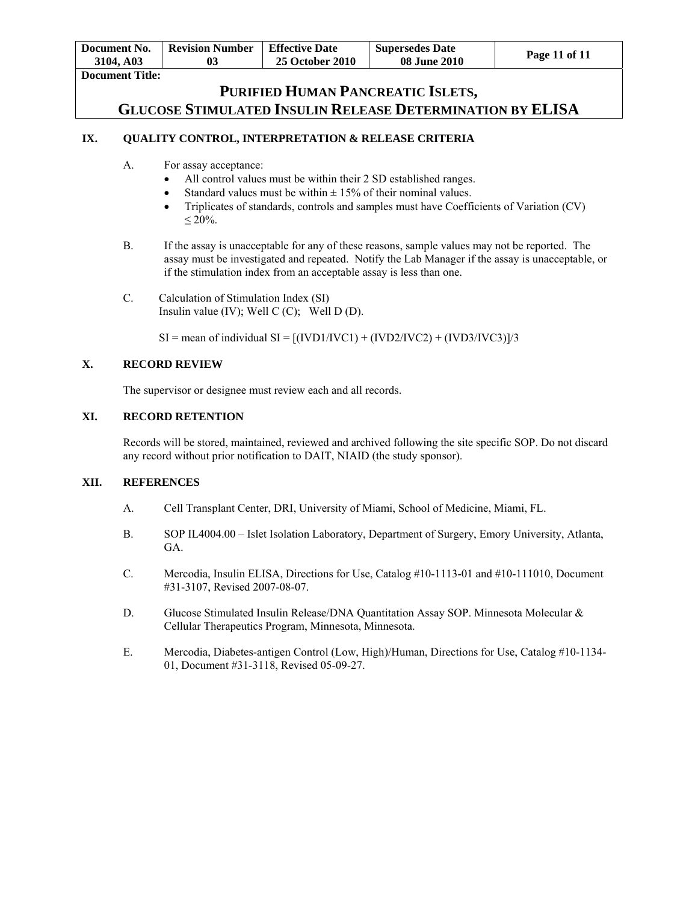## IX. QUALITY CONTROL, INTERPRETATION & RELEASE CRITERIA

A. For assay acceptance:

- All control values must be within their 2 SD established ranges.
- Standard values must be within ± 15% of their nominal values.
- Triplicates of standards, controls and samples must have Coefficients of Variation (CV) ≤ 20%.

B. If the assay is unacceptable for any of these reasons, sample values may not be reported. The assay must be investigated and repeated. Notify the Lab Manager if the assay is unacceptable, or if the stimulation index from an acceptable assay is less than one.

C. Calculation of Stimulation Index (SI)
Insulin value (IV); Well C (C); Well D (D).

SI = mean of individual SI = [(IVD1/IVC1) + (IVD2/IVC2) + (IVD3/IVC3)]/3

## X. RECORD REVIEW

The supervisor or designee must review each and all records.

## XI. RECORD RETENTION

Records will be stored, maintained, reviewed and archived following the site specific SOP. Do not discard any record without prior notification to DAIT, NIAID (the study sponsor).

## XII. REFERENCES

A. Cell Transplant Center, DRI, University of Miami, School of Medicine, Miami, FL.

B. SOP IL4004.00 – Islet Isolation Laboratory, Department of Surgery, Emory University, Atlanta, GA.

C. Mercodia, Insulin ELISA, Directions for Use, Catalog #10-1113-01 and #10-111010, Document #31-3107, Revised 2007-08-07.

D. Glucose Stimulated Insulin Release/DNA Quantitation Assay SOP. Minnesota Molecular & Cellular Therapeutics Program, Minnesota, Minnesota.

E. Mercodia, Diabetes-antigen Control (Low, High)/Human, Directions for Use, Catalog #10-1134-01, Document #31-3118, Revised 05-09-27.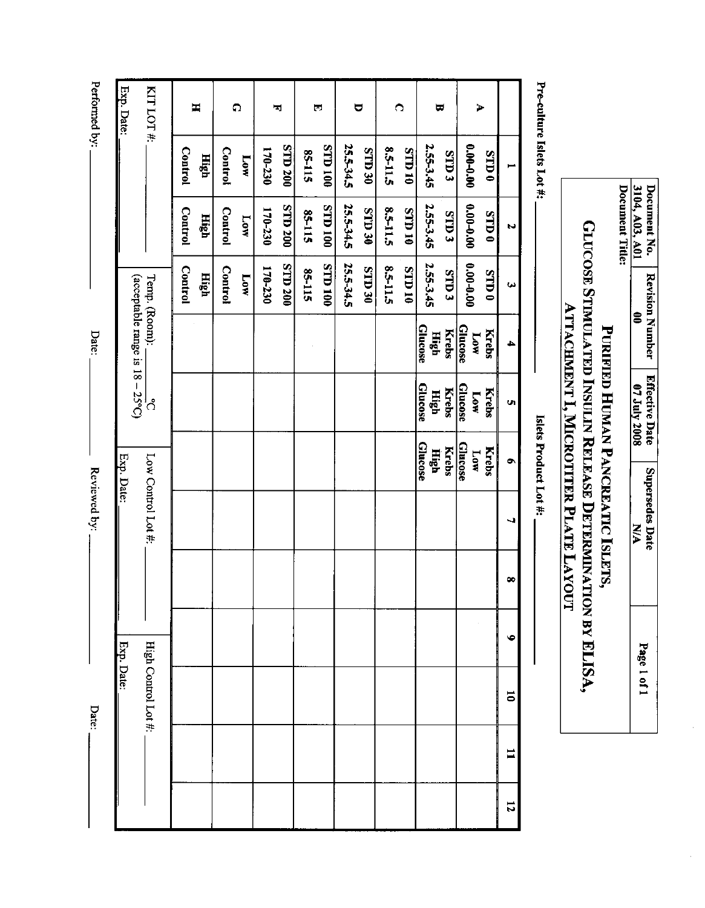| Document No. | Revision Number | Effective Date | Supersedes Date | |
|---|---|---|---|---|
| 3104, A03, A01 | 00 | 07 July 2008 | N/A | |
| Document Title: | | | | |

# Purified Human Pancreatic Islets, Glucose Stimulated Insulin Release Determination by ELISA, Attachment I, Microtiter Plate Layout

Pre-culture Islets Lot #: ______ Islets Product Lot #: ______

| | 1 | 2 | 3 | 4 | 5 | 6 | 7 | 8 | 9 | 10 | 11 | 12 |
|---|---|---|---|---|---|---|---|---|---|---|---|---|
| **A** | **STD 0** 0.00-0.00 | **STD 0** 0.00-0.00 | **STD 0** 0.00-0.00 | **Krebs Low Glucose** | **Krebs Low Glucose** | **Krebs Low Glucose** | | | | | | |
| **B** | **STD 3** 2.55-3.45 | **STD 3** 2.55-3.45 | **STD 3** 2.55-3.45 | **Krebs High Glucose** | **Krebs High Glucose** | **Krebs High Glucose** | | | | | | |
| **C** | **STD 10** 8.5-11.5 | **STD 10** 8.5-11.5 | **STD 10** 8.5-11.5 | | | | | | | | | |
| **D** | **STD 30** 25.5-34.5 | **STD 30** 25.5-34.5 | **STD 30** 25.5-34.5 | | | | | | | | | |
| **E** | **STD 100** 85-115 | **STD 100** 85-115 | **STD 100** 85-115 | | | | | | | | | |
| **F** | **STD 200** 170-230 | **STD 200** 170-230 | **STD 200** 170-230 | | | | | | | | | |
| **G** | **Low Control** | **Low Control** | **Low Control** | | | | | | | | | |
| **H** | **High Control** | **High Control** | **High Control** | | | | | | | | | |

| KIT LOT #: ______ Exp. Date: ______ | Temp. (Room): ______ °C (acceptable range is 18 – 25°C) | Low Control Lot #: ______ Exp. Date: ______ | High Control Lot #: ______ Exp. Date: ______ |
|---|---|---|---|

Performed by: ______ Date: ______ Reviewed by: ______ Date: ______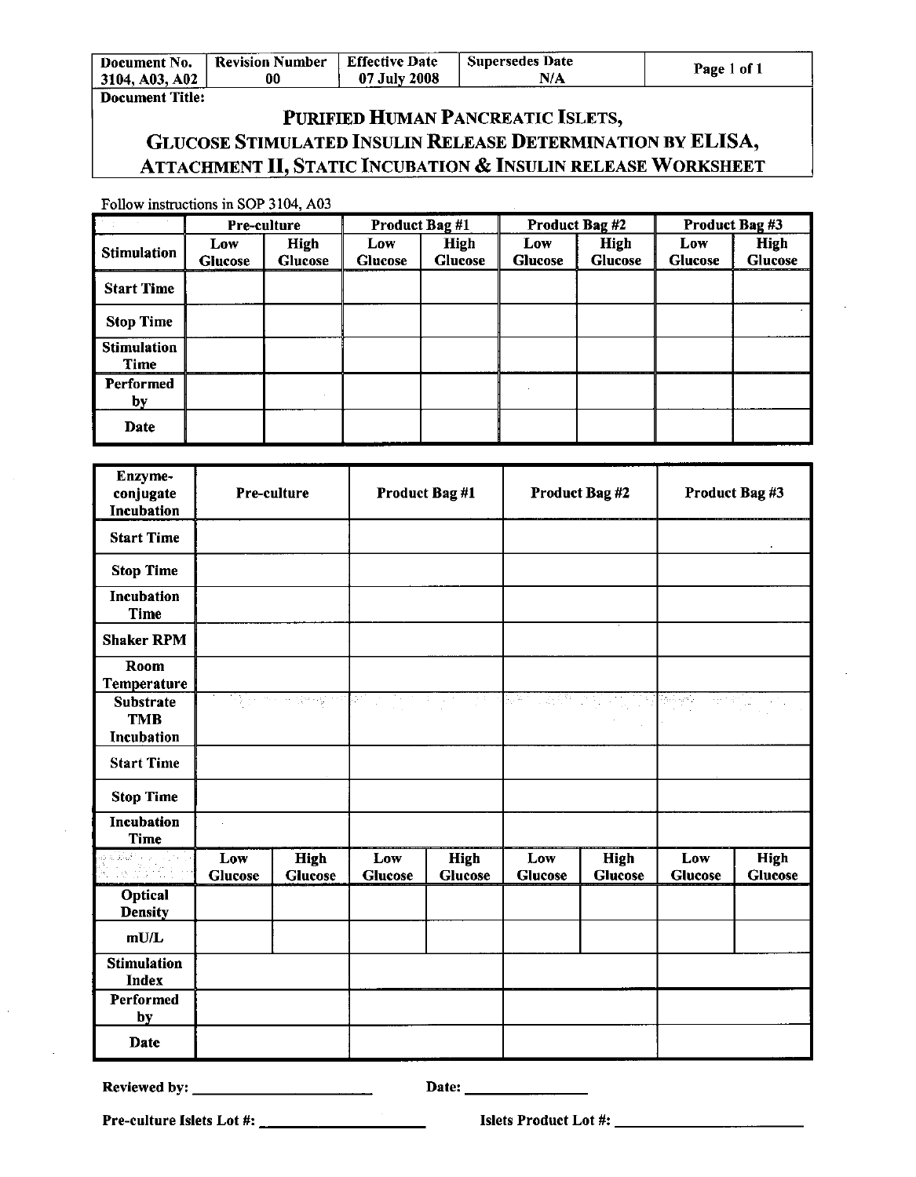| Document No. 3104, A03, A02 | Revision Number 00 | Effective Date 07 July 2008 | Supersedes Date N/A |
|---|---|---|---|

**Document Title:**

# PURIFIED HUMAN PANCREATIC ISLETS, GLUCOSE STIMULATED INSULIN RELEASE DETERMINATION BY ELISA, ATTACHMENT II, STATIC INCUBATION & INSULIN RELEASE WORKSHEET

Follow instructions in SOP 3104, A03

| | Pre-culture | | Product Bag #1 | | Product Bag #2 | | Product Bag #3 | |
|---|---|---|---|---|---|---|---|---|
| **Stimulation** | **Low Glucose** | **High Glucose** | **Low Glucose** | **High Glucose** | **Low Glucose** | **High Glucose** | **Low Glucose** | **High Glucose** |
| **Start Time** | | | | | | | | |
| **Stop Time** | | | | | | | | |
| **Stimulation Time** | | | | | | | | |
| **Performed by** | | | | | | | | |
| **Date** | | | | | | | | |

| **Enzyme-conjugate Incubation** | **Pre-culture** | | **Product Bag #1** | | **Product Bag #2** | | **Product Bag #3** | |
|---|---|---|---|---|---|---|---|---|
| **Start Time** | | | | | | | | |
| **Stop Time** | | | | | | | | |
| **Incubation Time** | | | | | | | | |
| **Shaker RPM** | | | | | | | | |
| **Room Temperature** | | | | | | | | |
| **Substrate TMB Incubation** | | | | | | | | |
| **Start Time** | | | | | | | | |
| **Stop Time** | | | | | | | | |
| **Incubation Time** | | | | | | | | |
| | **Low Glucose** | **High Glucose** | **Low Glucose** | **High Glucose** | **Low Glucose** | **High Glucose** | **Low Glucose** | **High Glucose** |
| **Optical Density** | | | | | | | | |
| **mU/L** | | | | | | | | |
| **Stimulation Index** | | | | | | | | |
| **Performed by** | | | | | | | | |
| **Date** | | | | | | | | |

**Reviewed by:** ____________________ **Date:** ______________

**Pre-culture Islets Lot #:** ____________________ **Islets Product Lot #:** ____________________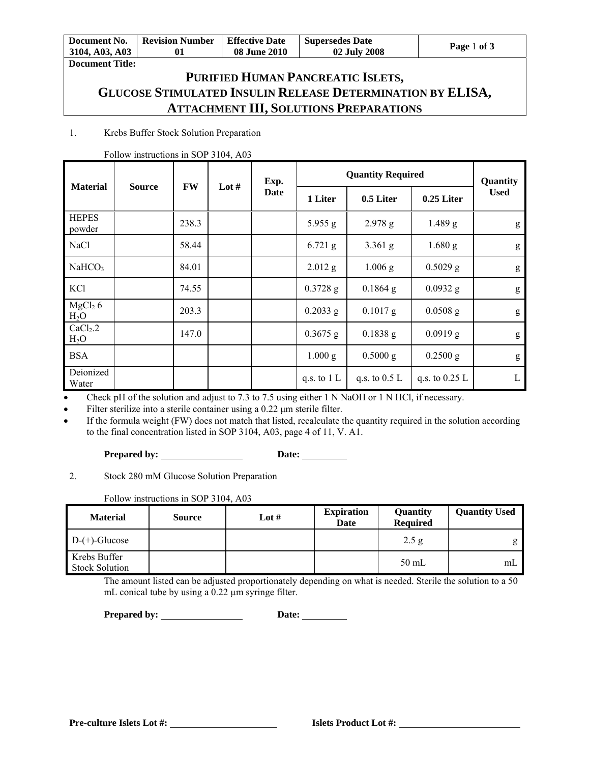| Document No. 3104, A03, A03 | Revision Number 01 | Effective Date 08 June 2010 | Supersedes Date 02 July 2008 |
|---|---|---|---|

**Document Title:**

# PURIFIED HUMAN PANCREATIC ISLETS, GLUCOSE STIMULATED INSULIN RELEASE DETERMINATION BY ELISA, ATTACHMENT III, SOLUTIONS PREPARATIONS

1. Krebs Buffer Stock Solution Preparation

Follow instructions in SOP 3104, A03

| Material | Source | FW | Lot # | Exp. Date | Quantity Required | | | Quantity Used |
|---|---|---|---|---|---|---|---|---|
| | | | | | 1 Liter | 0.5 Liter | 0.25 Liter | |
| HEPES powder | | 238.3 | | | 5.955 g | 2.978 g | 1.489 g | g |
| NaCl | | 58.44 | | | 6.721 g | 3.361 g | 1.680 g | g |
| $NaHCO_3$ | | 84.01 | | | 2.012 g | 1.006 g | 0.5029 g | g |
| KCl | | 74.55 | | | 0.3728 g | 0.1864 g | 0.0932 g | g |
| $MgCl_2$ 6 $H_2O$ | | 203.3 | | | 0.2033 g | 0.1017 g | 0.0508 g | g |
| $CaCl_2$.2 $H_2O$ | | 147.0 | | | 0.3675 g | 0.1838 g | 0.0919 g | g |
| BSA | | | | | 1.000 g | 0.5000 g | 0.2500 g | g |
| Deionized Water | | | | | q.s. to 1 L | q.s. to 0.5 L | q.s. to 0.25 L | L |

- Check pH of the solution and adjust to 7.3 to 7.5 using either 1 N NaOH or 1 N HCl, if necessary.
- Filter sterilize into a sterile container using a 0.22 µm sterile filter.
- If the formula weight (FW) does not match that listed, recalculate the quantity required in the solution according to the final concentration listed in SOP 3104, A03, page 4 of 11, V. A1.

**Prepared by:** ________________ **Date:** _________

2. Stock 280 mM Glucose Solution Preparation

Follow instructions in SOP 3104, A03

| Material | Source | Lot # | Expiration Date | Quantity Required | Quantity Used |
|---|---|---|---|---|---|
| D-(+)-Glucose | | | | 2.5 g | g |
| Krebs Buffer Stock Solution | | | | 50 mL | mL |

The amount listed can be adjusted proportionately depending on what is needed. Sterile the solution to a 50 mL conical tube by using a 0.22 µm syringe filter.

**Prepared by:** ________________ **Date:** _________

**Pre-culture Islets Lot #:** ______________________ **Islets Product Lot #:** ________________________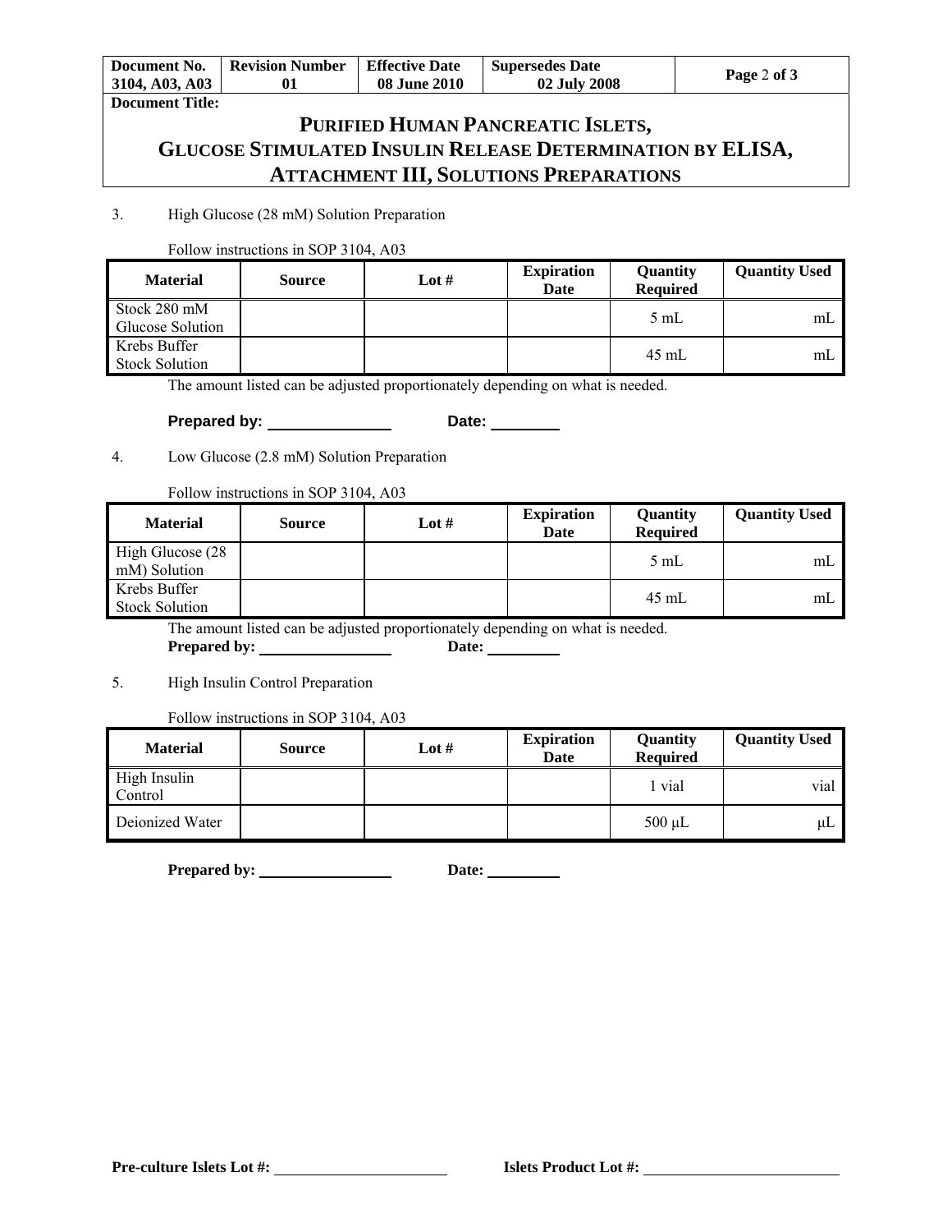3. High Glucose (28 mM) Solution Preparation

Follow instructions in SOP 3104, A03

| Material | Source | Lot # | Expiration Date | Quantity Required | Quantity Used |
|---|---|---|---|---|---|
| Stock 280 mM Glucose Solution | | | | 5 mL | mL |
| Krebs Buffer Stock Solution | | | | 45 mL | mL |

The amount listed can be adjusted proportionately depending on what is needed.

**Prepared by:** ______________ **Date:** ________

4. Low Glucose (2.8 mM) Solution Preparation

Follow instructions in SOP 3104, A03

| Material | Source | Lot # | Expiration Date | Quantity Required | Quantity Used |
|---|---|---|---|---|---|
| High Glucose (28 mM) Solution | | | | 5 mL | mL |
| Krebs Buffer Stock Solution | | | | 45 mL | mL |

The amount listed can be adjusted proportionately depending on what is needed.

**Prepared by:** ______________ **Date:** ________

5. High Insulin Control Preparation

Follow instructions in SOP 3104, A03

| Material | Source | Lot # | Expiration Date | Quantity Required | Quantity Used |
|---|---|---|---|---|---|
| High Insulin Control | | | | 1 vial | vial |
| Deionized Water | | | | 500 μL | μL |

**Prepared by:** ______________ **Date:** ________

**Pre-culture Islets Lot #:** ____________________ **Islets Product Lot #:** ____________________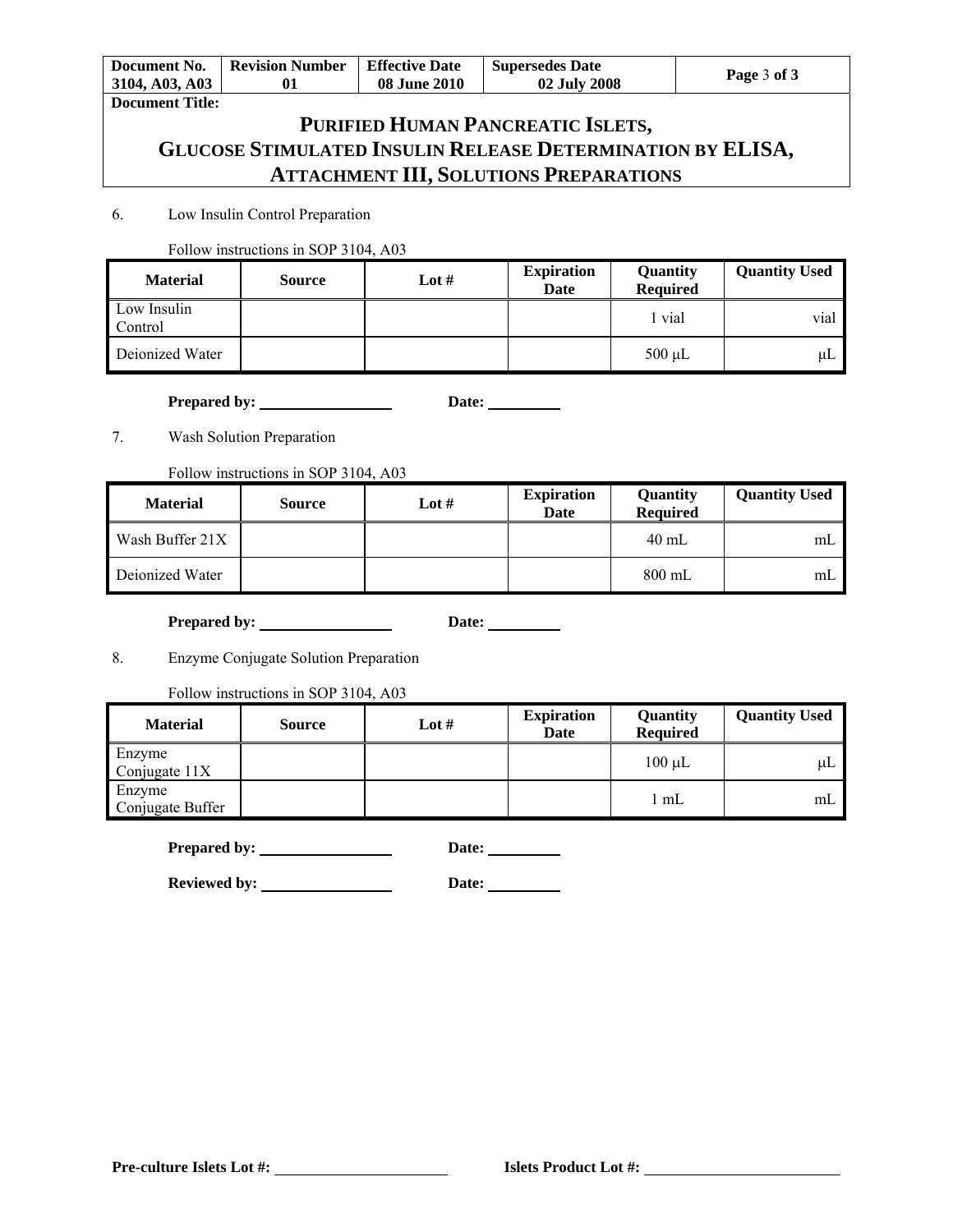6. Low Insulin Control Preparation

Follow instructions in SOP 3104, A03

| Material | Source | Lot # | Expiration Date | Quantity Required | Quantity Used |
|---|---|---|---|---|---|
| Low Insulin Control | | | | 1 vial | vial |
| Deionized Water | | | | 500 μL | μL |

**Prepared by:** \_\_\_\_\_\_\_\_\_\_\_\_\_\_\_\_ **Date:** \_\_\_\_\_\_\_\_\_

7. Wash Solution Preparation

Follow instructions in SOP 3104, A03

| Material | Source | Lot # | Expiration Date | Quantity Required | Quantity Used |
|---|---|---|---|---|---|
| Wash Buffer 21X | | | | 40 mL | mL |
| Deionized Water | | | | 800 mL | mL |

**Prepared by:** \_\_\_\_\_\_\_\_\_\_\_\_\_\_\_\_ **Date:** \_\_\_\_\_\_\_\_\_

8. Enzyme Conjugate Solution Preparation

Follow instructions in SOP 3104, A03

| Material | Source | Lot # | Expiration Date | Quantity Required | Quantity Used |
|---|---|---|---|---|---|
| Enzyme Conjugate 11X | | | | 100 μL | μL |
| Enzyme Conjugate Buffer | | | | 1 mL | mL |

**Prepared by:** \_\_\_\_\_\_\_\_\_\_\_\_\_\_\_\_ **Date:** \_\_\_\_\_\_\_\_\_

**Reviewed by:** \_\_\_\_\_\_\_\_\_\_\_\_\_\_\_\_ **Date:** \_\_\_\_\_\_\_\_\_

**Pre-culture Islets Lot #:** \_\_\_\_\_\_\_\_\_\_\_\_\_\_\_\_\_\_\_\_ **Islets Product Lot #:** \_\_\_\_\_\_\_\_\_\_\_\_\_\_\_\_\_\_\_\_